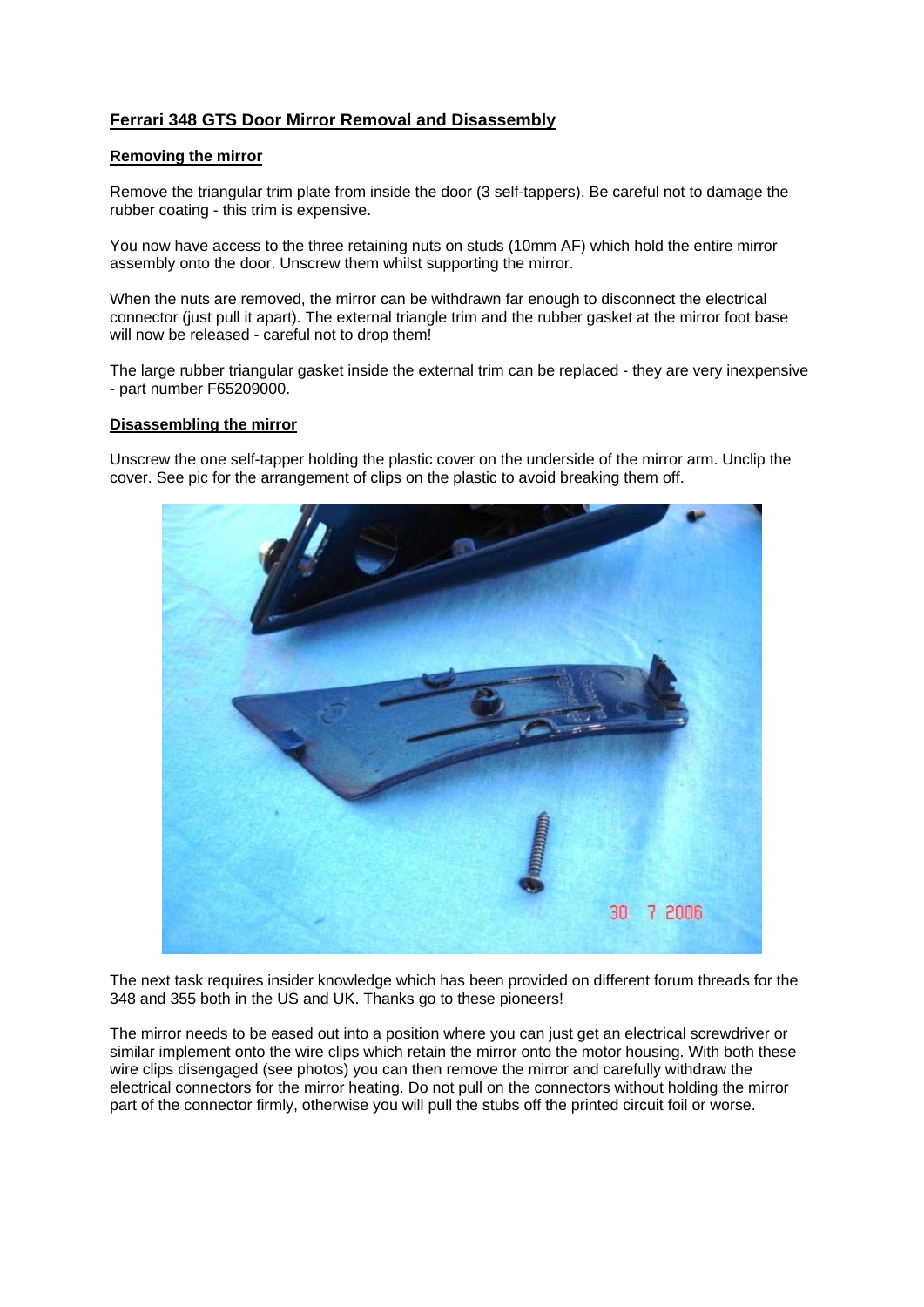# Ferrari 348 GTS Door Mirror Removal and Disassembly

## Removing the mirror

Remove the triangular trim plate from inside the door (3 self-tappers). Be careful not to damage the rubber coating - this trim is expensive.

You now have access to the three retaining nuts on studs (10mm AF) which hold the entire mirror assembly onto the door. Unscrew them whilst supporting the mirror.

When the nuts are removed, the mirror can be withdrawn far enough to disconnect the electrical connector (just pull it apart). The external triangle trim and the rubber gasket at the mirror foot base will now be released - careful not to drop them!

The large rubber triangular gasket inside the external trim can be replaced - they are very inexpensive - part number F65209000.

## Disassembling the mirror

Unscrew the one self-tapper holding the plastic cover on the underside of the mirror arm. Unclip the cover. See pic for the arrangement of clips on the plastic to avoid breaking them off.

The next task requires insider knowledge which has been provided on different forum threads for the 348 and 355 both in the US and UK. Thanks go to these pioneers!

The mirror needs to be eased out into a position where you can just get an electrical screwdriver or similar implement onto the wire clips which retain the mirror onto the motor housing. With both these wire clips disengaged (see photos) you can then remove the mirror and carefully withdraw the electrical connectors for the mirror heating. Do not pull on the connectors without holding the mirror part of the connector firmly, otherwise you will pull the stubs off the printed circuit foil or worse.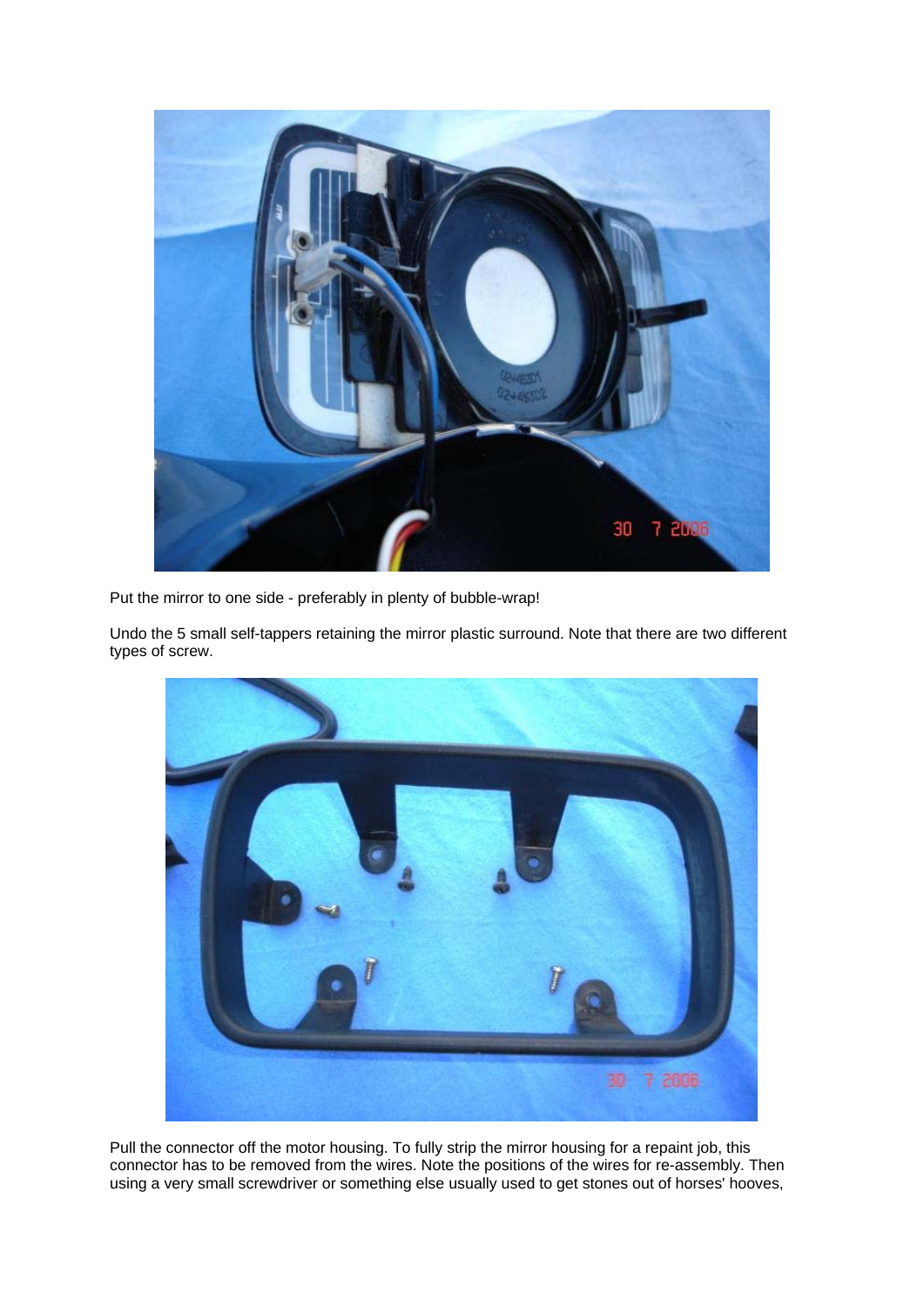Put the mirror to one side - preferably in plenty of bubble-wrap!

Undo the 5 small self-tappers retaining the mirror plastic surround. Note that there are two different types of screw.

Pull the connector off the motor housing. To fully strip the mirror housing for a repaint job, this connector has to be removed from the wires. Note the positions of the wires for re-assembly. Then using a very small screwdriver or something else usually used to get stones out of horses' hooves,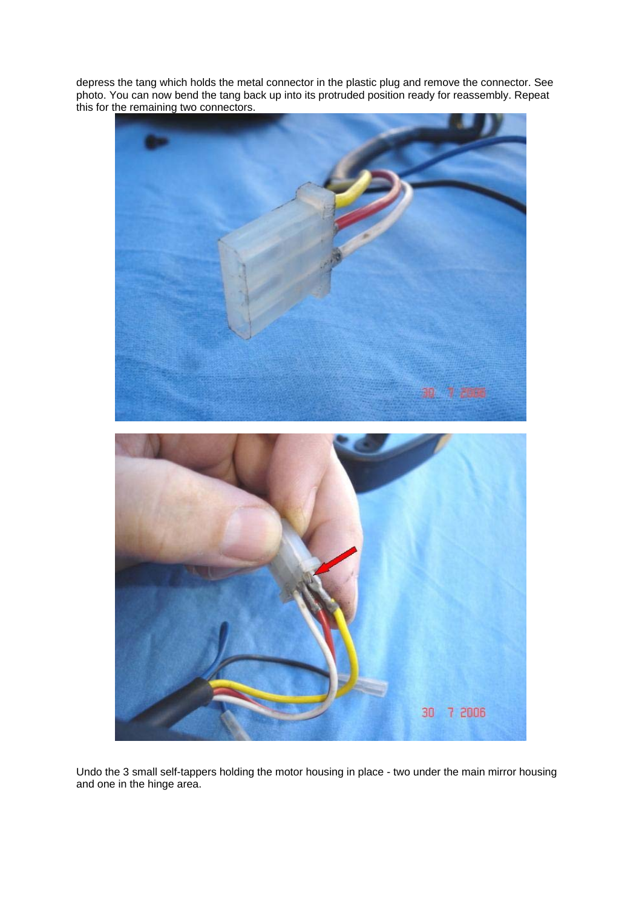depress the tang which holds the metal connector in the plastic plug and remove the connector. See photo. You can now bend the tang back up into its protruded position ready for reassembly. Repeat this for the remaining two connectors.

Undo the 3 small self-tappers holding the motor housing in place - two under the main mirror housing and one in the hinge area.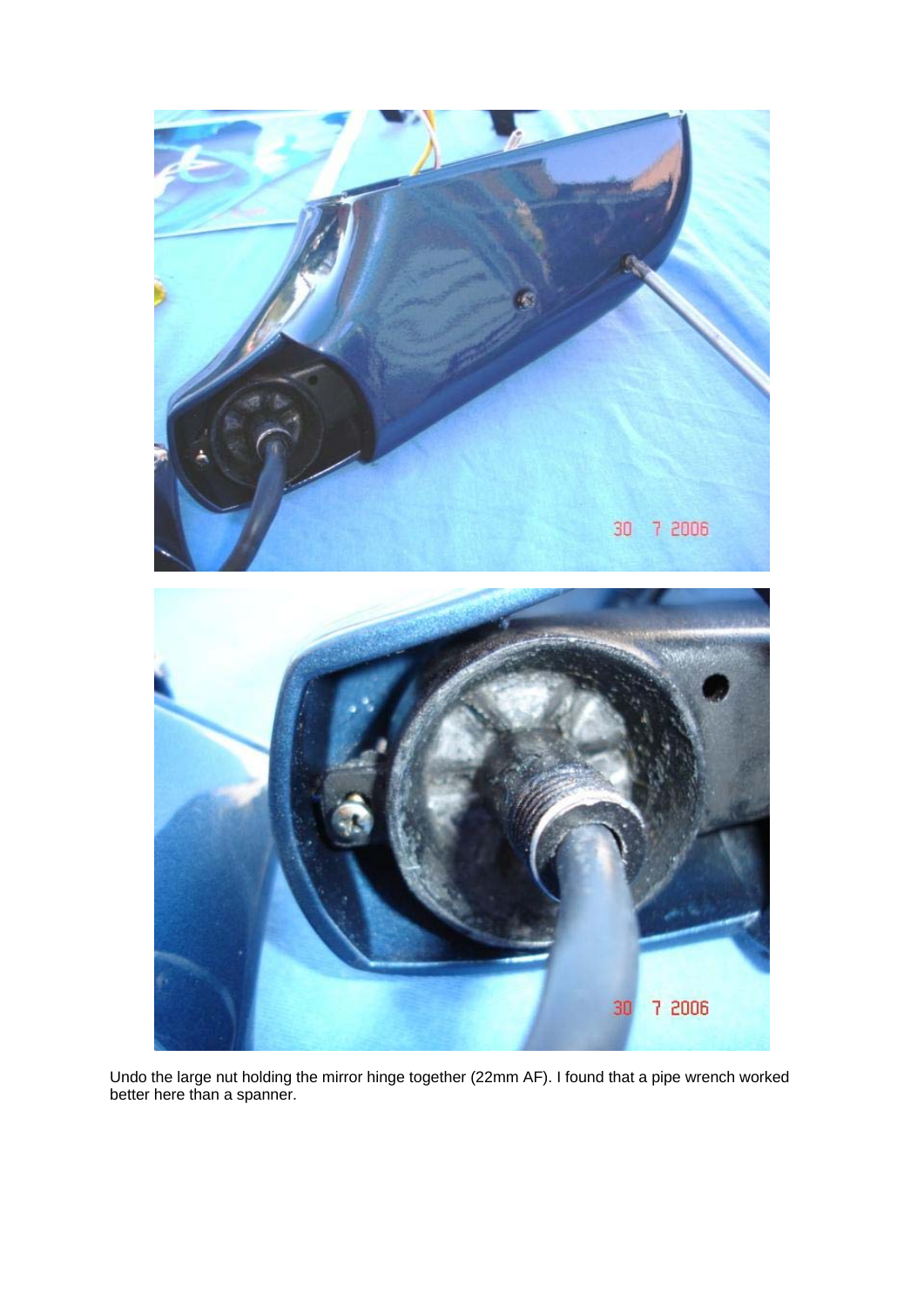Undo the large nut holding the mirror hinge together (22mm AF). I found that a pipe wrench worked better here than a spanner.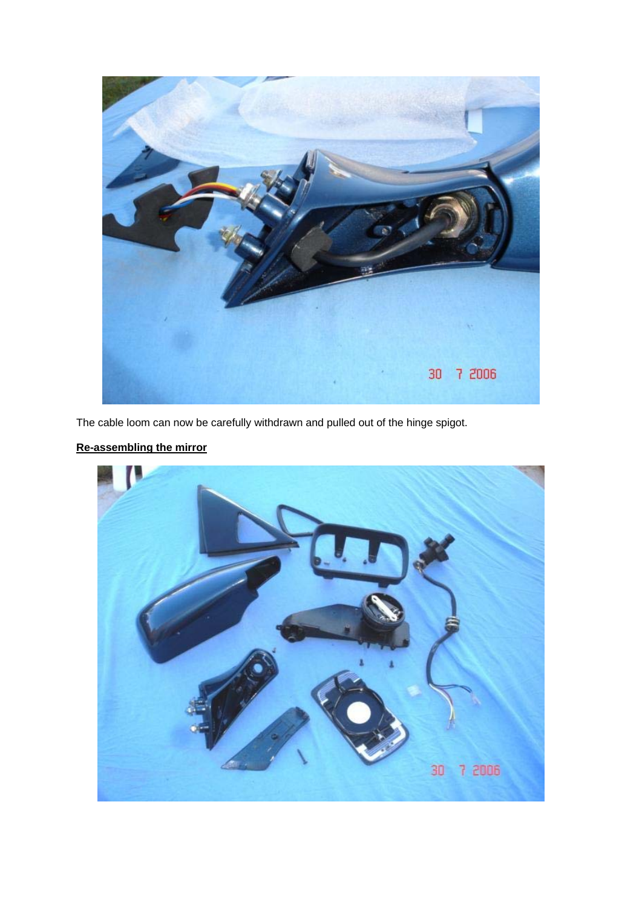The cable loom can now be carefully withdrawn and pulled out of the hinge spigot.

**Re-assembling the mirror**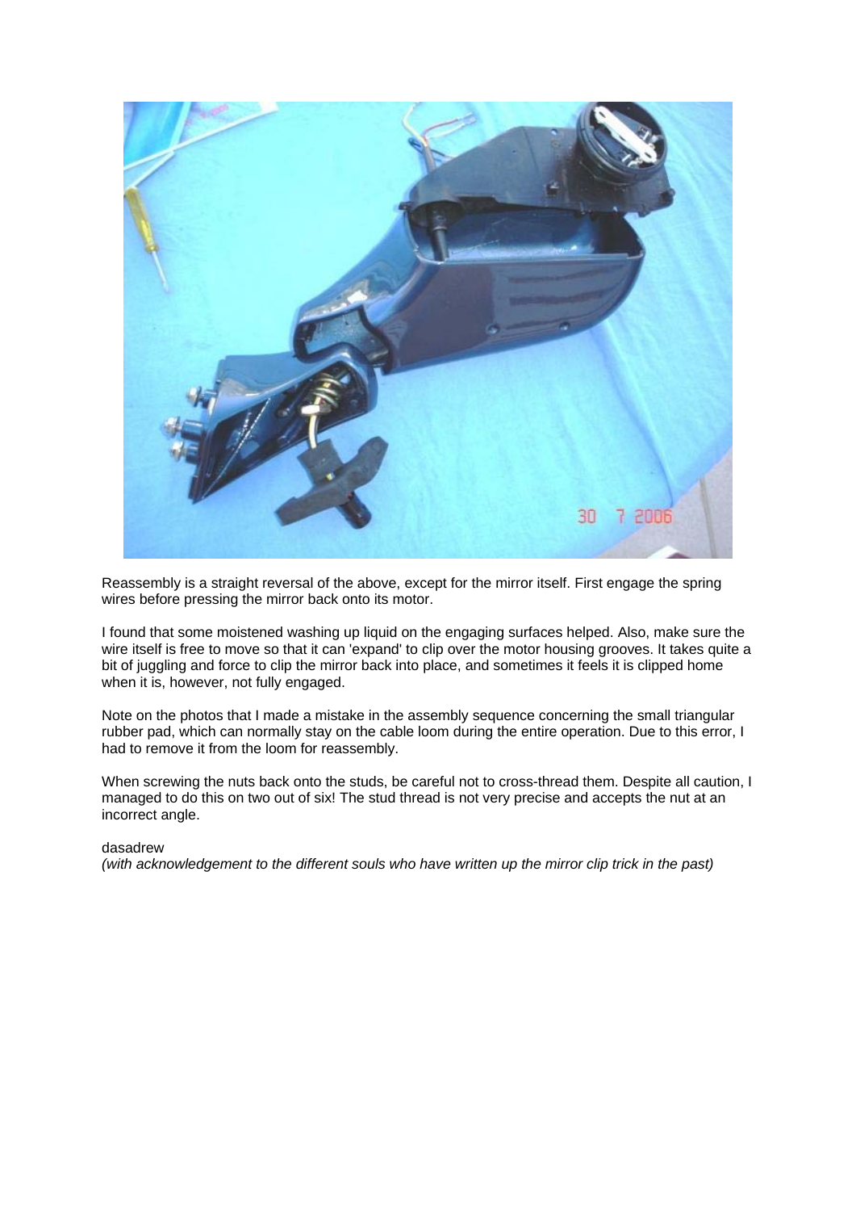Reassembly is a straight reversal of the above, except for the mirror itself. First engage the spring wires before pressing the mirror back onto its motor.

I found that some moistened washing up liquid on the engaging surfaces helped. Also, make sure the wire itself is free to move so that it can 'expand' to clip over the motor housing grooves. It takes quite a bit of juggling and force to clip the mirror back into place, and sometimes it feels it is clipped home when it is, however, not fully engaged.

Note on the photos that I made a mistake in the assembly sequence concerning the small triangular rubber pad, which can normally stay on the cable loom during the entire operation. Due to this error, I had to remove it from the loom for reassembly.

When screwing the nuts back onto the studs, be careful not to cross-thread them. Despite all caution, I managed to do this on two out of six! The stud thread is not very precise and accepts the nut at an incorrect angle.

dasadrew
*(with acknowledgement to the different souls who have written up the mirror clip trick in the past)*